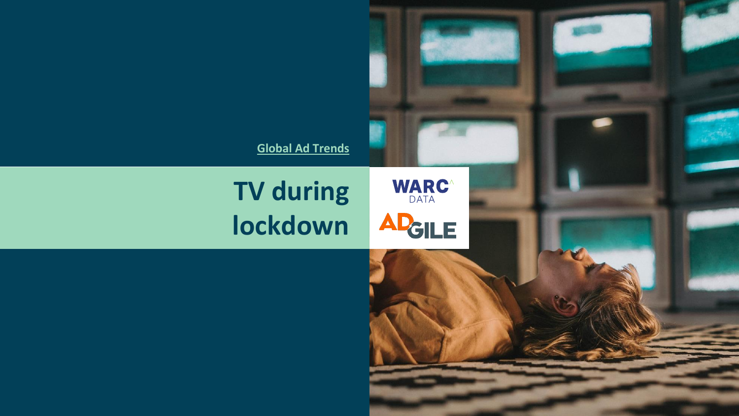Global Ad Trends

# TV during lockdown

WARC DATA

ADGILE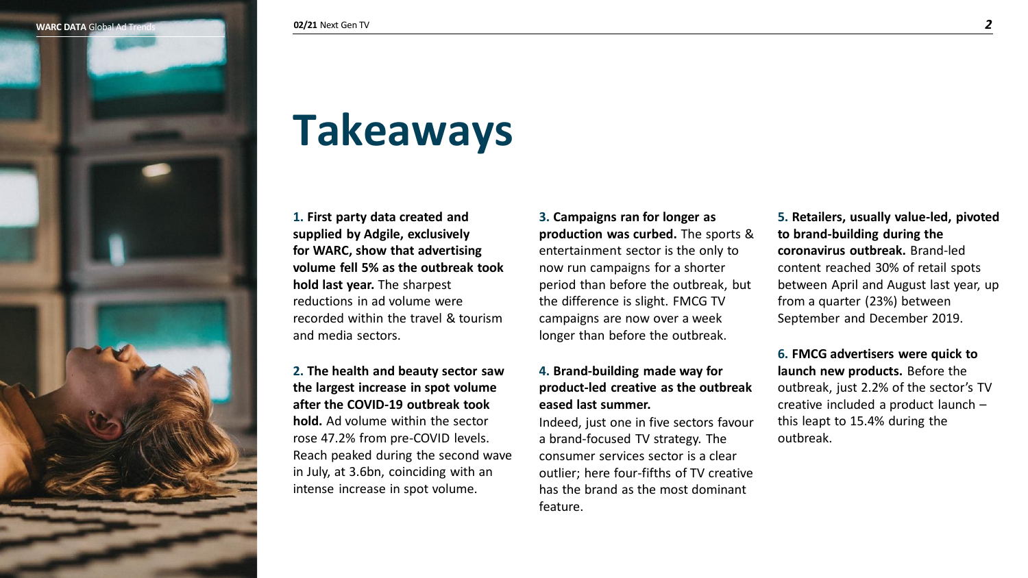# Takeaways

**1. First party data created and supplied by Adgile, exclusively for WARC, show that advertising volume fell 5% as the outbreak took hold last year.** The sharpest reductions in ad volume were recorded within the travel & tourism and media sectors.

**2. The health and beauty sector saw the largest increase in spot volume after the COVID-19 outbreak took hold.** Ad volume within the sector rose 47.2% from pre-COVID levels. Reach peaked during the second wave in July, at 3.6bn, coinciding with an intense increase in spot volume.

**3. Campaigns ran for longer as production was curbed.** The sports & entertainment sector is the only to now run campaigns for a shorter period than before the outbreak, but the difference is slight. FMCG TV campaigns are now over a week longer than before the outbreak.

**4. Brand-building made way for product-led creative as the outbreak eased last summer.**

Indeed, just one in five sectors favour a brand-focused TV strategy. The consumer services sector is a clear outlier; here four-fifths of TV creative has the brand as the most dominant feature.

**5. Retailers, usually value-led, pivoted to brand-building during the coronavirus outbreak.** Brand-led content reached 30% of retail spots between April and August last year, up from a quarter (23%) between September and December 2019.

**6. FMCG advertisers were quick to launch new products.** Before the outbreak, just 2.2% of the sector's TV creative included a product launch – this leapt to 15.4% during the outbreak.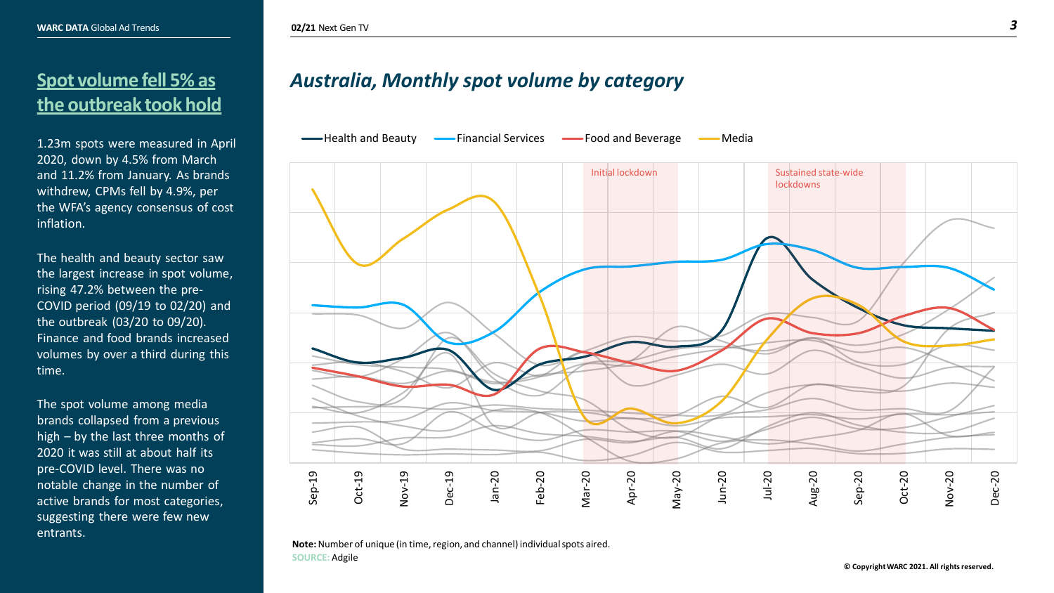## Spot volume fell 5% as the outbreak took hold

1.23m spots were measured in April 2020, down by 4.5% from March and 11.2% from January. As brands withdrew, CPMs fell by 4.9%, per the WFA's agency consensus of cost inflation.

The health and beauty sector saw the largest increase in spot volume, rising 47.2% between the pre-COVID period (09/19 to 02/20) and the outbreak (03/20 to 09/20). Finance and food brands increased volumes by over a third during this time.

The spot volume among media brands collapsed from a previous high – by the last three months of 2020 it was still at about half its pre-COVID level. There was no notable change in the number of active brands for most categories, suggesting there were few new entrants.

### Australia, Monthly spot volume by category

Health and Beauty | Financial Services | Food and Beverage | Media

Initial lockdown | Sustained state-wide lockdowns

Sep-19 | Oct-19 | Nov-19 | Dec-19 | Jan-20 | Feb-20 | Mar-20 | Apr-20 | May-20 | Jun-20 | Jul-20 | Aug-20 | Sep-20 | Oct-20 | Nov-20 | Dec-20

**Note:** Number of unique (in time, region, and channel) individual spots aired.

SOURCE: Adgile

© Copyright WARC 2021. All rights reserved.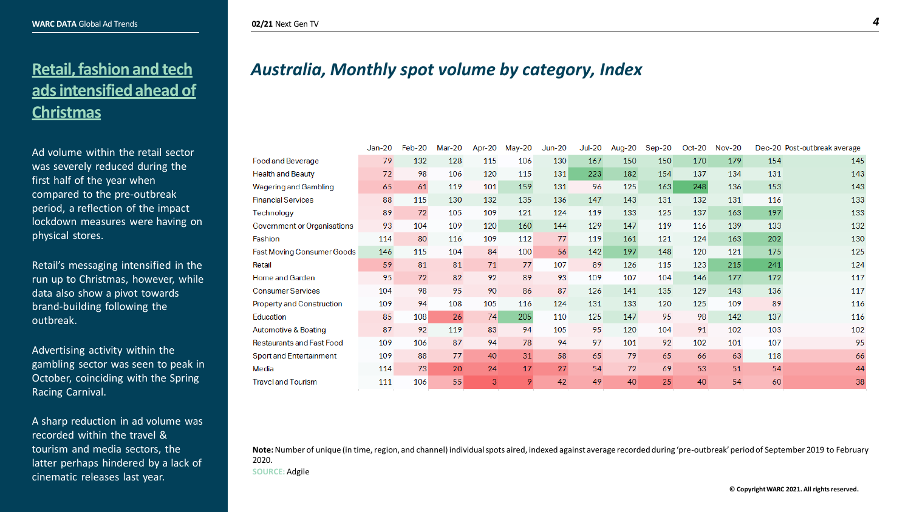## Retail, fashion and tech ads intensified ahead of Christmas

Ad volume within the retail sector was severely reduced during the first half of the year when compared to the pre-outbreak period, a reflection of the impact lockdown measures were having on physical stores.

Retail's messaging intensified in the run up to Christmas, however, while data also show a pivot towards brand-building following the outbreak.

Advertising activity within the gambling sector was seen to peak in October, coinciding with the Spring Racing Carnival.

A sharp reduction in ad volume was recorded within the travel & tourism and media sectors, the latter perhaps hindered by a lack of cinematic releases last year.

## *Australia, Monthly spot volume by category, Index*

| | Jan-20 | Feb-20 | Mar-20 | Apr-20 | May-20 | Jun-20 | Jul-20 | Aug-20 | Sep-20 | Oct-20 | Nov-20 | Dec-20 | Post-outbreak average |
|---|---|---|---|---|---|---|---|---|---|---|---|---|---|
| Food and Beverage | 79 | 132 | 128 | 115 | 106 | 130 | 167 | 150 | 150 | 170 | 179 | 154 | 145 |
| Health and Beauty | 72 | 98 | 106 | 120 | 115 | 131 | 223 | 182 | 154 | 137 | 134 | 131 | 143 |
| Wagering and Gambling | 65 | 61 | 119 | 101 | 159 | 131 | 96 | 125 | 163 | 248 | 136 | 153 | 143 |
| Financial Services | 88 | 115 | 130 | 132 | 135 | 136 | 147 | 143 | 131 | 132 | 131 | 116 | 133 |
| Technology | 89 | 72 | 105 | 109 | 121 | 124 | 119 | 133 | 125 | 137 | 163 | 197 | 133 |
| Government or Organisations | 93 | 104 | 109 | 120 | 160 | 144 | 129 | 147 | 119 | 116 | 139 | 133 | 132 |
| Fashion | 114 | 80 | 116 | 109 | 112 | 77 | 119 | 161 | 121 | 124 | 163 | 202 | 130 |
| Fast Moving Consumer Goods | 146 | 115 | 104 | 84 | 100 | 56 | 142 | 197 | 148 | 120 | 121 | 175 | 125 |
| Retail | 59 | 81 | 81 | 71 | 77 | 107 | 89 | 126 | 115 | 123 | 215 | 241 | 124 |
| Home and Garden | 95 | 72 | 82 | 92 | 89 | 93 | 109 | 107 | 104 | 146 | 177 | 172 | 117 |
| Consumer Services | 104 | 98 | 95 | 90 | 86 | 87 | 126 | 141 | 135 | 129 | 143 | 136 | 117 |
| Property and Construction | 109 | 94 | 108 | 105 | 116 | 124 | 131 | 133 | 120 | 125 | 109 | 89 | 116 |
| Education | 85 | 108 | 26 | 74 | 205 | 110 | 125 | 147 | 95 | 98 | 142 | 137 | 116 |
| Automotive & Boating | 87 | 92 | 119 | 83 | 94 | 105 | 95 | 120 | 104 | 91 | 102 | 103 | 102 |
| Restaurants and Fast Food | 109 | 106 | 87 | 94 | 78 | 94 | 97 | 101 | 92 | 102 | 101 | 107 | 95 |
| Sport and Entertainment | 109 | 88 | 77 | 40 | 31 | 58 | 65 | 79 | 65 | 66 | 63 | 118 | 66 |
| Media | 114 | 73 | 20 | 24 | 17 | 27 | 54 | 72 | 69 | 53 | 51 | 54 | 44 |
| Travel and Tourism | 111 | 106 | 55 | 3 | 9 | 42 | 49 | 40 | 25 | 40 | 54 | 60 | 38 |

**Note:** Number of unique (in time, region, and channel) individual spots aired, indexed against average recorded during 'pre-outbreak' period of September 2019 to February 2020.
SOURCE: Adgile

© Copyright WARC 2021. All rights reserved.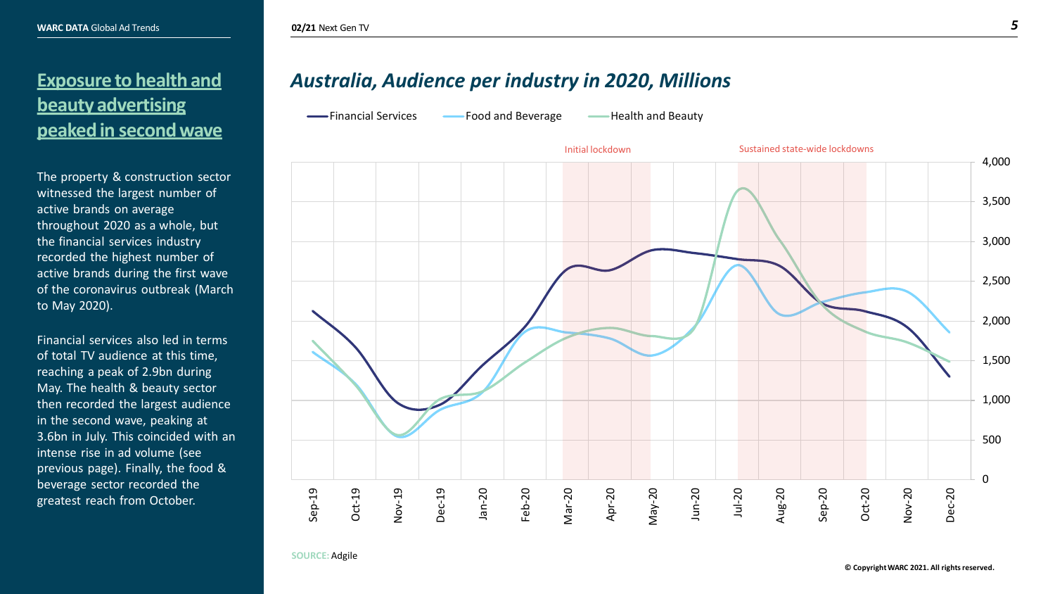# Exposure to health and beauty advertising peaked in second wave

The property & construction sector witnessed the largest number of active brands on average throughout 2020 as a whole, but the financial services industry recorded the highest number of active brands during the first wave of the coronavirus outbreak (March to May 2020).

Financial services also led in terms of total TV audience at this time, reaching a peak of 2.9bn during May. The health & beauty sector then recorded the largest audience in the second wave, peaking at 3.6bn in July. This coincided with an intense rise in ad volume (see previous page). Finally, the food & beverage sector recorded the greatest reach from October.

## *Australia, Audience per industry in 2020, Millions*

Financial Services — Food and Beverage — Health and Beauty

Initial lockdown | Sustained state-wide lockdowns

**SOURCE:** Adgile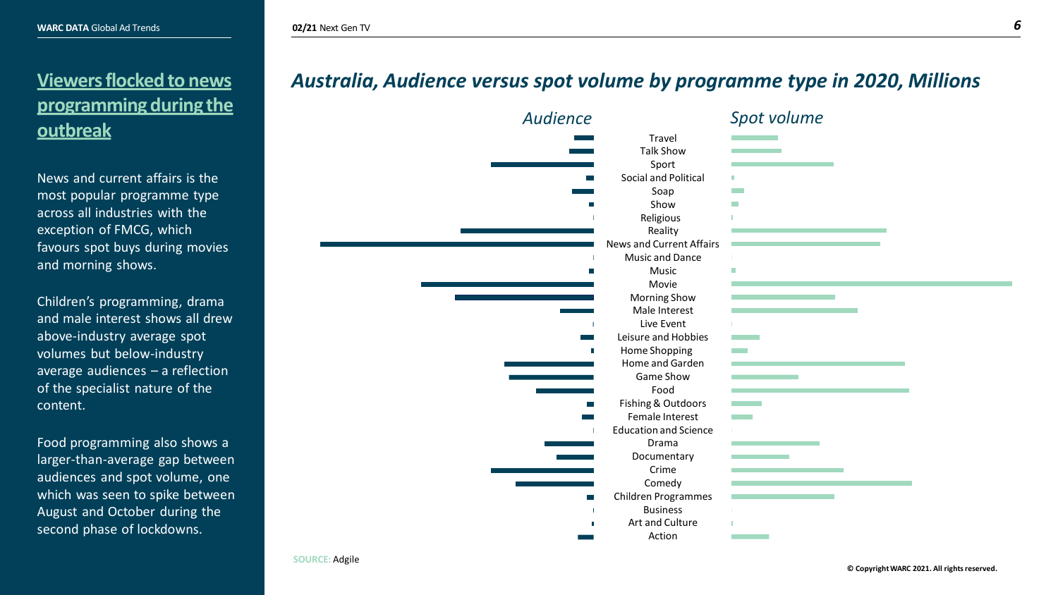## Viewers flocked to news programming during the outbreak

News and current affairs is the most popular programme type across all industries with the exception of FMCG, which favours spot buys during movies and morning shows.

Children's programming, drama and male interest shows all drew above-industry average spot volumes but below-industry average audiences – a reflection of the specialist nature of the content.

Food programming also shows a larger-than-average gap between audiences and spot volume, one which was seen to spike between August and October during the second phase of lockdowns.

## Australia, Audience versus spot volume by programme type in 2020, Millions

Audience | Spot volume

- Travel
- Talk Show
- Sport
- Social and Political
- Soap
- Show
- Religious
- Reality
- News and Current Affairs
- Music and Dance
- Music
- Movie
- Morning Show
- Male Interest
- Live Event
- Leisure and Hobbies
- Home Shopping
- Home and Garden
- Game Show
- Food
- Fishing & Outdoors
- Female Interest
- Education and Science
- Drama
- Documentary
- Crime
- Comedy
- Children Programmes
- Business
- Art and Culture
- Action

SOURCE: Adgile

© Copyright WARC 2021. All rights reserved.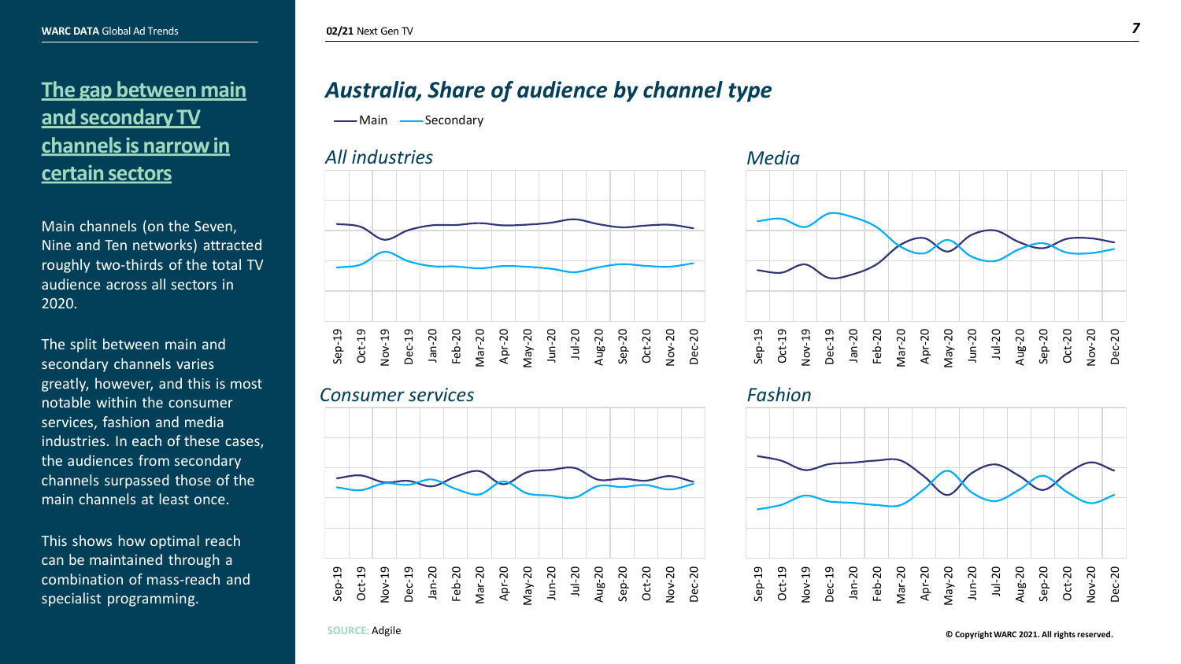## The gap between main and secondary TV channels is narrow in certain sectors

Main channels (on the Seven, Nine and Ten networks) attracted roughly two-thirds of the total TV audience across all sectors in 2020.

The split between main and secondary channels varies greatly, however, and this is most notable within the consumer services, fashion and media industries. In each of these cases, the audiences from secondary channels surpassed those of the main channels at least once.

This shows how optimal reach can be maintained through a combination of mass-reach and specialist programming.

## *Australia, Share of audience by channel type*

Main — Secondary

### *All industries*

Sep-19, Oct-19, Nov-19, Dec-19, Jan-20, Feb-20, Mar-20, Apr-20, May-20, Jun-20, Jul-20, Aug-20, Sep-20, Oct-20, Nov-20, Dec-20

### *Media*

Sep-19, Oct-19, Nov-19, Dec-19, Jan-20, Feb-20, Mar-20, Apr-20, May-20, Jun-20, Jul-20, Aug-20, Sep-20, Oct-20, Nov-20, Dec-20

### *Consumer services*

Sep-19, Oct-19, Nov-19, Dec-19, Jan-20, Feb-20, Mar-20, Apr-20, May-20, Jun-20, Jul-20, Aug-20, Sep-20, Oct-20, Nov-20, Dec-20

### *Fashion*

Sep-19, Oct-19, Nov-19, Dec-19, Jan-20, Feb-20, Mar-20, Apr-20, May-20, Jun-20, Jul-20, Aug-20, Sep-20, Oct-20, Nov-20, Dec-20

SOURCE: Adgile

© Copyright WARC 2021. All rights reserved.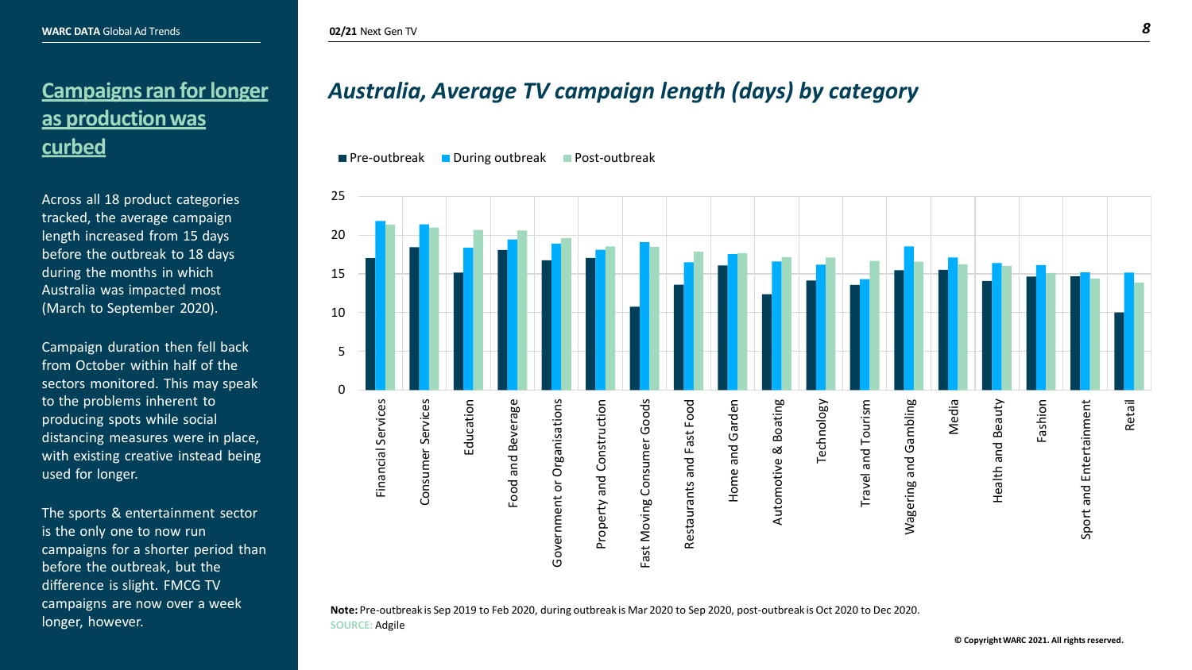## Campaigns ran for longer as production was curbed

Across all 18 product categories tracked, the average campaign length increased from 15 days before the outbreak to 18 days during the months in which Australia was impacted most (March to September 2020).

Campaign duration then fell back from October within half of the sectors monitored. This may speak to the problems inherent to producing spots while social distancing measures were in place, with existing creative instead being used for longer.

The sports & entertainment sector is the only one to now run campaigns for a shorter period than before the outbreak, but the difference is slight. FMCG TV campaigns are now over a week longer, however.

## *Australia, Average TV campaign length (days) by category*

| Category | Pre-outbreak | During outbreak | Post-outbreak |
|---|---|---|---|
| Financial Services | 17 | 21.8 | 21.3 |
| Consumer Services | 18.4 | 21.4 | 20.9 |
| Education | 15.1 | 18.3 | 20.6 |
| Food and Beverage | 18 | 19.4 | 20.6 |
| Government or Organisations | 16.7 | 18.9 | 19.6 |
| Property and Construction | 17 | 18 | 18.5 |
| Fast Moving Consumer Goods | 10.7 | 19.1 | 18.4 |
| Restaurants and Fast Food | 13.5 | 16.4 | 17.8 |
| Home and Garden | 16 | 17.5 | 17.6 |
| Automotive & Boating | 12.3 | 16.5 | 17.1 |
| Technology | 14.1 | 16.1 | 17.1 |
| Travel and Tourism | 13.5 | 14.3 | 16.6 |
| Wagering and Gambling | 15.4 | 18.5 | 16.5 |
| Media | 15.5 | 17.1 | 16.2 |
| Health and Beauty | 14.1 | 16.4 | 16 |
| Fashion | 14.6 | 16.1 | 15.1 |
| Sport and Entertainment | 14.6 | 15.2 | 14.4 |
| Retail | 10 | 15.1 | 13.8 |

**Note:** Pre-outbreak is Sep 2019 to Feb 2020, during outbreak is Mar 2020 to Sep 2020, post-outbreak is Oct 2020 to Dec 2020.
SOURCE: Adgile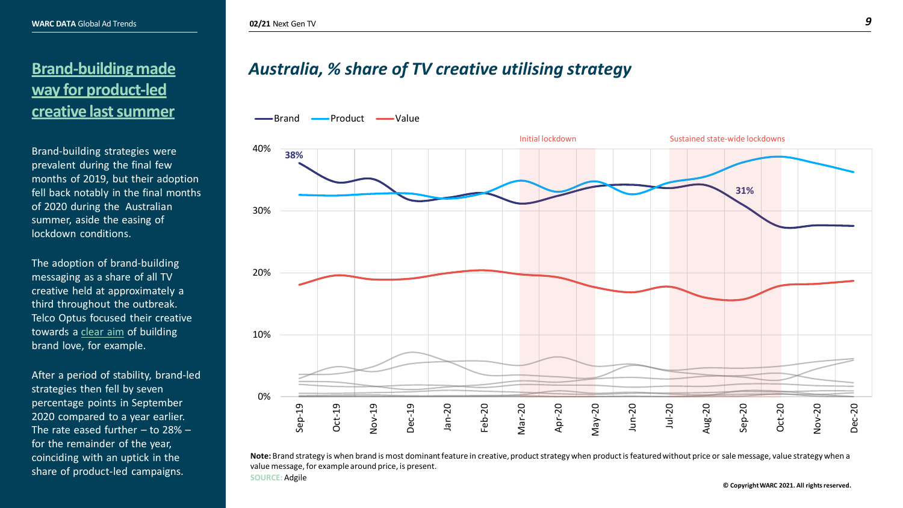# Brand-building made way for product-led creative last summer

Brand-building strategies were prevalent during the final few months of 2019, but their adoption fell back notably in the final months of 2020 during the Australian summer, aside the easing of lockdown conditions.

The adoption of brand-building messaging as a share of all TV creative held at approximately a third throughout the outbreak. Telco Optus focused their creative towards a clear aim of building brand love, for example.

After a period of stability, brand-led strategies then fell by seven percentage points in September 2020 compared to a year earlier. The rate eased further – to 28% – for the remainder of the year, coinciding with an uptick in the share of product-led campaigns.

## *Australia, % share of TV creative utilising strategy*

Brand, Product, Value

Initial lockdown | Sustained state-wide lockdowns

38% | 31%

40% | 30% | 20% | 10% | 0%

Sep-19 | Oct-19 | Nov-19 | Dec-19 | Jan-20 | Feb-20 | Mar-20 | Apr-20 | May-20 | Jun-20 | Jul-20 | Aug-20 | Sep-20 | Oct-20 | Nov-20 | Dec-20

**Note:** Brand strategy is when brand is most dominant feature in creative, product strategy when product is featured without price or sale message, value strategy when a value message, for example around price, is present.

SOURCE: Adgile

© Copyright WARC 2021. All rights reserved.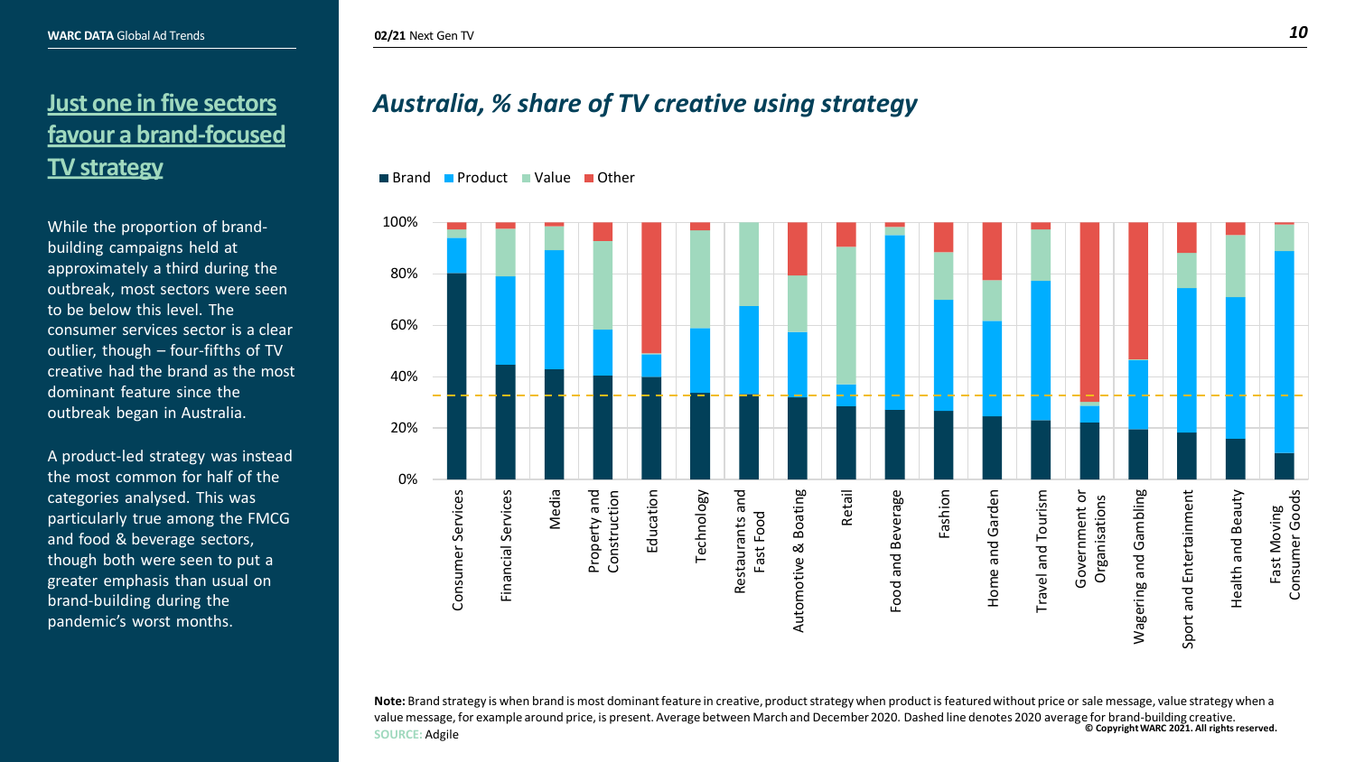## Just one in five sectors favour a brand-focused TV strategy

While the proportion of brand-building campaigns held at approximately a third during the outbreak, most sectors were seen to be below this level. The consumer services sector is a clear outlier, though – four-fifths of TV creative had the brand as the most dominant feature since the outbreak began in Australia.

A product-led strategy was instead the most common for half of the categories analysed. This was particularly true among the FMCG and food & beverage sectors, though both were seen to put a greater emphasis than usual on brand-building during the pandemic's worst months.

### *Australia, % share of TV creative using strategy*

Legend: Brand, Product, Value, Other

Categories: Consumer Services, Financial Services, Media, Property and Construction, Education, Technology, Restaurants and Fast Food, Automotive & Boating, Retail, Food and Beverage, Fashion, Home and Garden, Travel and Tourism, Government or Organisations, Wagering and Gambling, Sport and Entertainment, Health and Beauty, Fast Moving Consumer Goods

**Note:** Brand strategy is when brand is most dominant feature in creative, product strategy when product is featured without price or sale message, value strategy when a value message, for example around price, is present. Average between March and December 2020. Dashed line denotes 2020 average for brand-building creative.

SOURCE: Adgile

© Copyright WARC 2021. All rights reserved.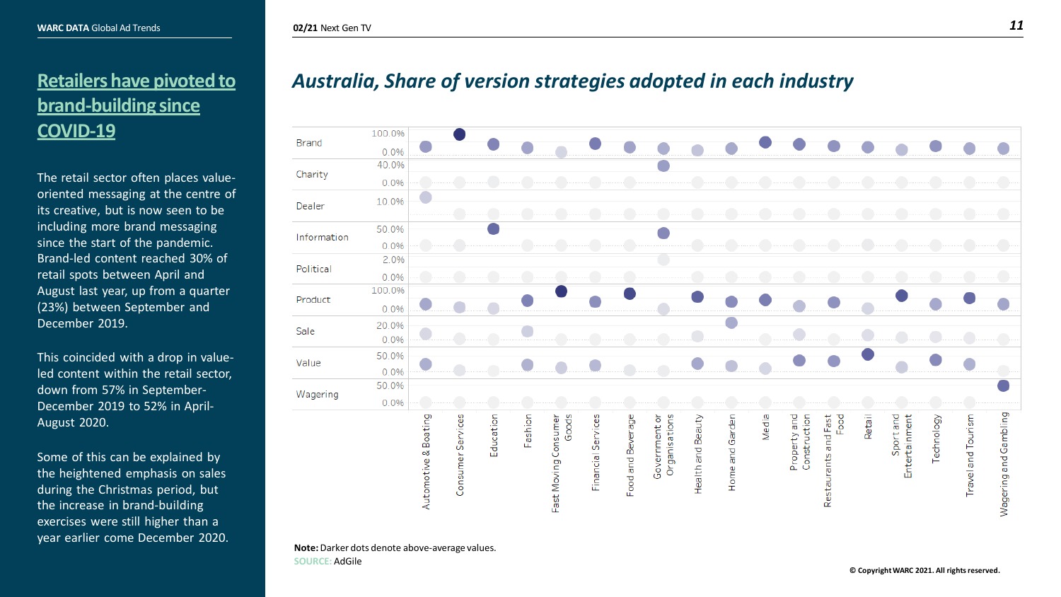## Retailers have pivoted to brand-building since COVID-19

The retail sector often places value-oriented messaging at the centre of its creative, but is now seen to be including more brand messaging since the start of the pandemic. Brand-led content reached 30% of retail spots between April and August last year, up from a quarter (23%) between September and December 2019.

This coincided with a drop in value-led content within the retail sector, down from 57% in September-December 2019 to 52% in April-August 2020.

Some of this can be explained by the heightened emphasis on sales during the Christmas period, but the increase in brand-building exercises were still higher than a year earlier come December 2020.

## *Australia, Share of version strategies adopted in each industry*

| Strategy | Axis range |
|---|---|
| Brand | 0.0% – 100.0% |
| Charity | 0.0% – 40.0% |
| Dealer | 0.0% – 10.0% |
| Information | 0.0% – 50.0% |
| Political | 0.0% – 2.0% |
| Product | 0.0% – 100.0% |
| Sale | 0.0% – 20.0% |
| Value | 0.0% – 50.0% |
| Wagering | 0.0% – 50.0% |

Industries: Automotive & Boating, Consumer Services, Education, Fashion, Fast Moving Consumer Goods, Financial Services, Food and Beverage, Government or Organisations, Health and Beauty, Home and Garden, Media, Property and Construction, Restaurants and Fast Food, Retail, Sport and Entertainment, Technology, Travel and Tourism, Wagering and Gambling

**Note:** Darker dots denote above-average values.

SOURCE: AdGile

© Copyright WARC 2021. All rights reserved.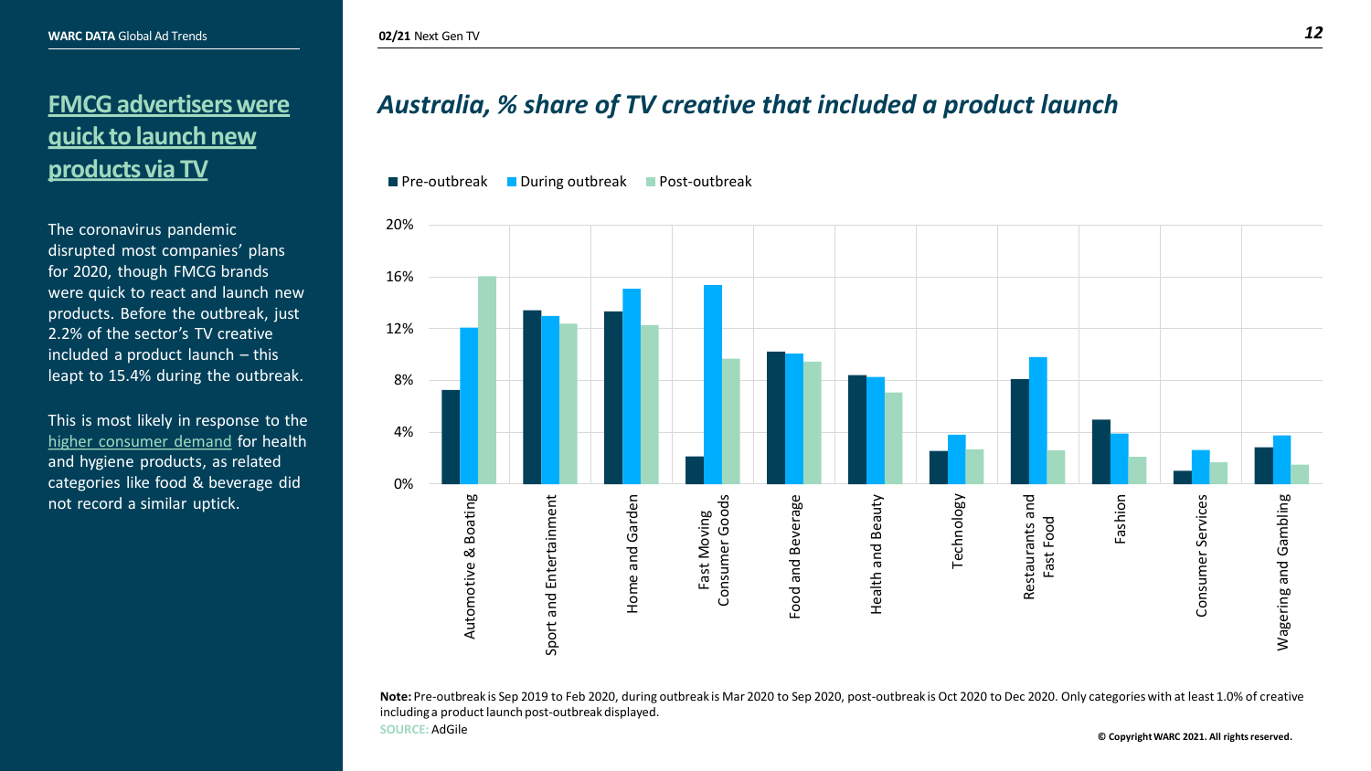## FMCG advertisers were quick to launch new products via TV

The coronavirus pandemic disrupted most companies' plans for 2020, though FMCG brands were quick to react and launch new products. Before the outbreak, just 2.2% of the sector's TV creative included a product launch – this leapt to 15.4% during the outbreak.

This is most likely in response to the higher consumer demand for health and hygiene products, as related categories like food & beverage did not record a similar uptick.

## *Australia, % share of TV creative that included a product launch*

| Category | Pre-outbreak | During outbreak | Post-outbreak |
|---|---|---|---|
| Automotive & Boating | ~7.2% | ~12.0% | ~16.0% |
| Sport and Entertainment | ~13.4% | ~12.9% | ~12.3% |
| Home and Garden | ~13.3% | ~15.0% | ~12.2% |
| Fast Moving Consumer Goods | 2.2% | 15.4% | ~9.6% |
| Food and Beverage | ~10.2% | ~10.0% | ~9.4% |
| Health and Beauty | ~8.4% | ~8.2% | ~7.0% |
| Technology | ~2.5% | ~3.8% | ~2.6% |
| Restaurants and Fast Food | ~8.1% | ~9.8% | ~2.6% |
| Fashion | ~4.9% | ~3.9% | ~2.1% |
| Consumer Services | ~1.0% | ~2.6% | ~1.7% |
| Wagering and Gambling | ~2.8% | ~3.7% | ~1.5% |

**Note:** Pre-outbreak is Sep 2019 to Feb 2020, during outbreak is Mar 2020 to Sep 2020, post-outbreak is Oct 2020 to Dec 2020. Only categories with at least 1.0% of creative including a product launch post-outbreak displayed.

SOURCE: AdGile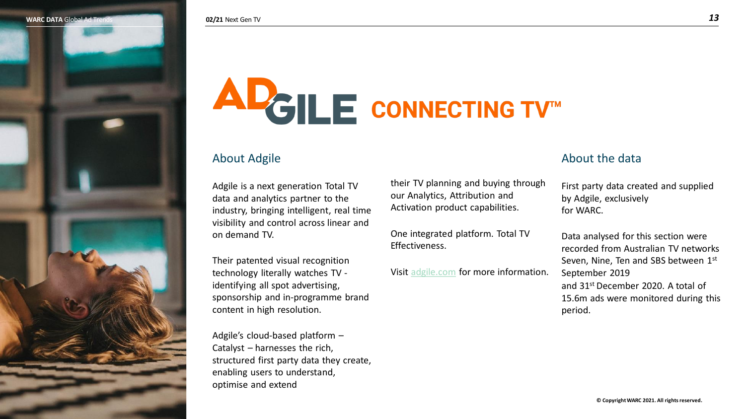# ADGILE CONNECTING TV™

## About Adgile

Adgile is a next generation Total TV data and analytics partner to the industry, bringing intelligent, real time visibility and control across linear and on demand TV.

Their patented visual recognition technology literally watches TV - identifying all spot advertising, sponsorship and in-programme brand content in high resolution.

Adgile's cloud-based platform – Catalyst – harnesses the rich, structured first party data they create, enabling users to understand, optimise and extend their TV planning and buying through our Analytics, Attribution and Activation product capabilities.

One integrated platform. Total TV Effectiveness.

Visit adgile.com for more information.

## About the data

First party data created and supplied by Adgile, exclusively for WARC.

Data analysed for this section were recorded from Australian TV networks Seven, Nine, Ten and SBS between 1st September 2019 and 31st December 2020. A total of 15.6m ads were monitored during this period.

© Copyright WARC 2021. All rights reserved.